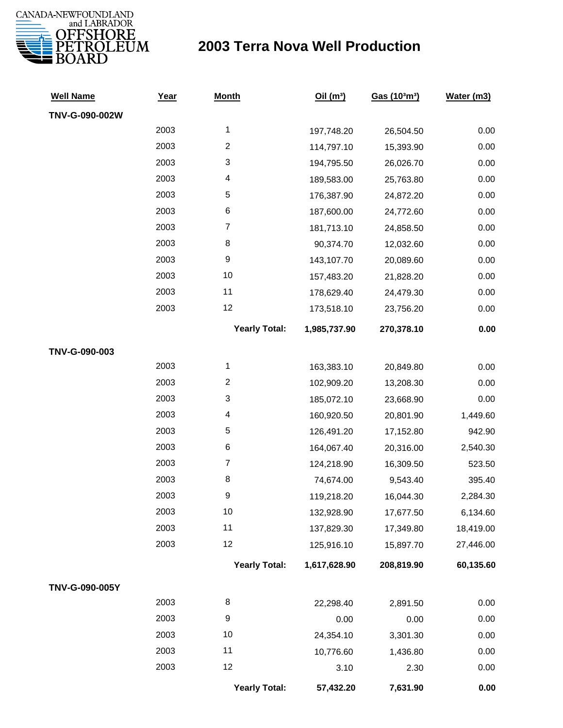CANADA-NEWFOUNDLAND and LABRADOR OFFSHORE PETROLEUM BOARD

# 2003 Terra Nova Well Production

| Well Name | Year | Month | Oil ($m^3$) | Gas ($10^3m^3$) | Water (m3) |
|---|---|---|---|---|---|
| **TNV-G-090-002W** | | | | | |
| | 2003 | 1 | 197,748.20 | 26,504.50 | 0.00 |
| | 2003 | 2 | 114,797.10 | 15,393.90 | 0.00 |
| | 2003 | 3 | 194,795.50 | 26,026.70 | 0.00 |
| | 2003 | 4 | 189,583.00 | 25,763.80 | 0.00 |
| | 2003 | 5 | 176,387.90 | 24,872.20 | 0.00 |
| | 2003 | 6 | 187,600.00 | 24,772.60 | 0.00 |
| | 2003 | 7 | 181,713.10 | 24,858.50 | 0.00 |
| | 2003 | 8 | 90,374.70 | 12,032.60 | 0.00 |
| | 2003 | 9 | 143,107.70 | 20,089.60 | 0.00 |
| | 2003 | 10 | 157,483.20 | 21,828.20 | 0.00 |
| | 2003 | 11 | 178,629.40 | 24,479.30 | 0.00 |
| | 2003 | 12 | 173,518.10 | 23,756.20 | 0.00 |
| | | **Yearly Total:** | **1,985,737.90** | **270,378.10** | **0.00** |
| **TNV-G-090-003** | | | | | |
| | 2003 | 1 | 163,383.10 | 20,849.80 | 0.00 |
| | 2003 | 2 | 102,909.20 | 13,208.30 | 0.00 |
| | 2003 | 3 | 185,072.10 | 23,668.90 | 0.00 |
| | 2003 | 4 | 160,920.50 | 20,801.90 | 1,449.60 |
| | 2003 | 5 | 126,491.20 | 17,152.80 | 942.90 |
| | 2003 | 6 | 164,067.40 | 20,316.00 | 2,540.30 |
| | 2003 | 7 | 124,218.90 | 16,309.50 | 523.50 |
| | 2003 | 8 | 74,674.00 | 9,543.40 | 395.40 |
| | 2003 | 9 | 119,218.20 | 16,044.30 | 2,284.30 |
| | 2003 | 10 | 132,928.90 | 17,677.50 | 6,134.60 |
| | 2003 | 11 | 137,829.30 | 17,349.80 | 18,419.00 |
| | 2003 | 12 | 125,916.10 | 15,897.70 | 27,446.00 |
| | | **Yearly Total:** | **1,617,628.90** | **208,819.90** | **60,135.60** |
| **TNV-G-090-005Y** | | | | | |
| | 2003 | 8 | 22,298.40 | 2,891.50 | 0.00 |
| | 2003 | 9 | 0.00 | 0.00 | 0.00 |
| | 2003 | 10 | 24,354.10 | 3,301.30 | 0.00 |
| | 2003 | 11 | 10,776.60 | 1,436.80 | 0.00 |
| | 2003 | 12 | 3.10 | 2.30 | 0.00 |
| | | **Yearly Total:** | **57,432.20** | **7,631.90** | **0.00** |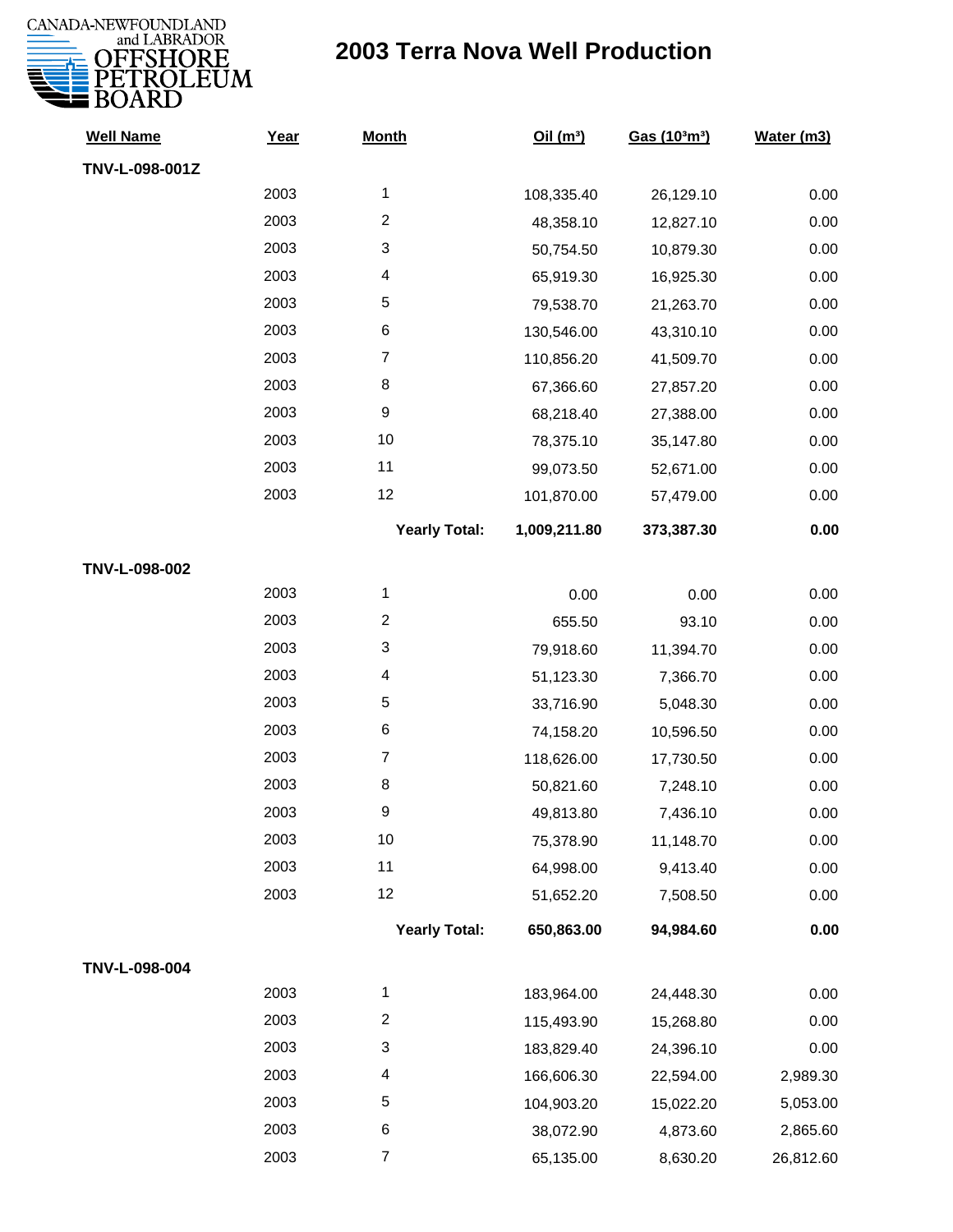CANADA-NEWFOUNDLAND and LABRADOR OFFSHORE PETROLEUM BOARD

# 2003 Terra Nova Well Production

| Well Name | Year | Month | Oil ($m^3$) | Gas ($10^3m^3$) | Water (m3) |
|---|---|---|---|---|---|
| **TNV-L-098-001Z** | | | | | |
| | 2003 | 1 | 108,335.40 | 26,129.10 | 0.00 |
| | 2003 | 2 | 48,358.10 | 12,827.10 | 0.00 |
| | 2003 | 3 | 50,754.50 | 10,879.30 | 0.00 |
| | 2003 | 4 | 65,919.30 | 16,925.30 | 0.00 |
| | 2003 | 5 | 79,538.70 | 21,263.70 | 0.00 |
| | 2003 | 6 | 130,546.00 | 43,310.10 | 0.00 |
| | 2003 | 7 | 110,856.20 | 41,509.70 | 0.00 |
| | 2003 | 8 | 67,366.60 | 27,857.20 | 0.00 |
| | 2003 | 9 | 68,218.40 | 27,388.00 | 0.00 |
| | 2003 | 10 | 78,375.10 | 35,147.80 | 0.00 |
| | 2003 | 11 | 99,073.50 | 52,671.00 | 0.00 |
| | 2003 | 12 | 101,870.00 | 57,479.00 | 0.00 |
| | | **Yearly Total:** | **1,009,211.80** | **373,387.30** | **0.00** |
| **TNV-L-098-002** | | | | | |
| | 2003 | 1 | 0.00 | 0.00 | 0.00 |
| | 2003 | 2 | 655.50 | 93.10 | 0.00 |
| | 2003 | 3 | 79,918.60 | 11,394.70 | 0.00 |
| | 2003 | 4 | 51,123.30 | 7,366.70 | 0.00 |
| | 2003 | 5 | 33,716.90 | 5,048.30 | 0.00 |
| | 2003 | 6 | 74,158.20 | 10,596.50 | 0.00 |
| | 2003 | 7 | 118,626.00 | 17,730.50 | 0.00 |
| | 2003 | 8 | 50,821.60 | 7,248.10 | 0.00 |
| | 2003 | 9 | 49,813.80 | 7,436.10 | 0.00 |
| | 2003 | 10 | 75,378.90 | 11,148.70 | 0.00 |
| | 2003 | 11 | 64,998.00 | 9,413.40 | 0.00 |
| | 2003 | 12 | 51,652.20 | 7,508.50 | 0.00 |
| | | **Yearly Total:** | **650,863.00** | **94,984.60** | **0.00** |
| **TNV-L-098-004** | | | | | |
| | 2003 | 1 | 183,964.00 | 24,448.30 | 0.00 |
| | 2003 | 2 | 115,493.90 | 15,268.80 | 0.00 |
| | 2003 | 3 | 183,829.40 | 24,396.10 | 0.00 |
| | 2003 | 4 | 166,606.30 | 22,594.00 | 2,989.30 |
| | 2003 | 5 | 104,903.20 | 15,022.20 | 5,053.00 |
| | 2003 | 6 | 38,072.90 | 4,873.60 | 2,865.60 |
| | 2003 | 7 | 65,135.00 | 8,630.20 | 26,812.60 |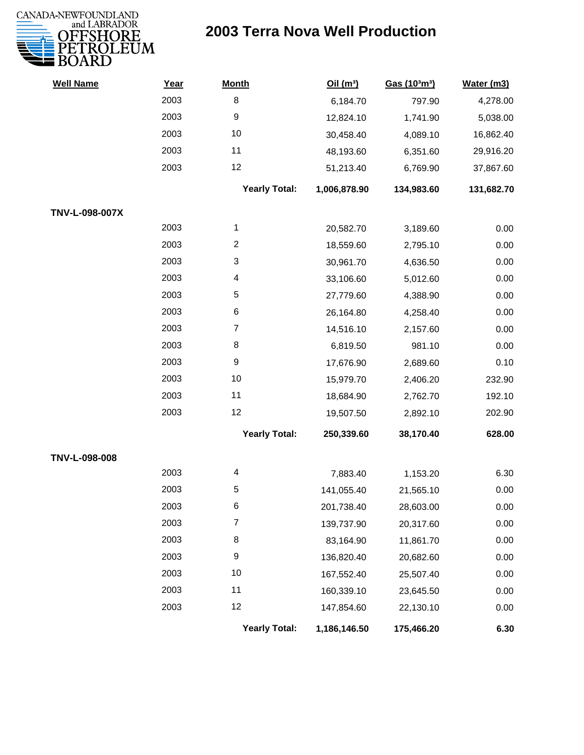# 2003 Terra Nova Well Production

CANADA-NEWFOUNDLAND and LABRADOR OFFSHORE PETROLEUM BOARD

| Well Name | Year | Month | Oil ($m^3$) | Gas ($10^3m^3$) | Water (m3) |
|---|---|---|---|---|---|
| | 2003 | 8 | 6,184.70 | 797.90 | 4,278.00 |
| | 2003 | 9 | 12,824.10 | 1,741.90 | 5,038.00 |
| | 2003 | 10 | 30,458.40 | 4,089.10 | 16,862.40 |
| | 2003 | 11 | 48,193.60 | 6,351.60 | 29,916.20 |
| | 2003 | 12 | 51,213.40 | 6,769.90 | 37,867.60 |
| | | **Yearly Total:** | **1,006,878.90** | **134,983.60** | **131,682.70** |
| **TNV-L-098-007X** | | | | | |
| | 2003 | 1 | 20,582.70 | 3,189.60 | 0.00 |
| | 2003 | 2 | 18,559.60 | 2,795.10 | 0.00 |
| | 2003 | 3 | 30,961.70 | 4,636.50 | 0.00 |
| | 2003 | 4 | 33,106.60 | 5,012.60 | 0.00 |
| | 2003 | 5 | 27,779.60 | 4,388.90 | 0.00 |
| | 2003 | 6 | 26,164.80 | 4,258.40 | 0.00 |
| | 2003 | 7 | 14,516.10 | 2,157.60 | 0.00 |
| | 2003 | 8 | 6,819.50 | 981.10 | 0.00 |
| | 2003 | 9 | 17,676.90 | 2,689.60 | 0.10 |
| | 2003 | 10 | 15,979.70 | 2,406.20 | 232.90 |
| | 2003 | 11 | 18,684.90 | 2,762.70 | 192.10 |
| | 2003 | 12 | 19,507.50 | 2,892.10 | 202.90 |
| | | **Yearly Total:** | **250,339.60** | **38,170.40** | **628.00** |
| **TNV-L-098-008** | | | | | |
| | 2003 | 4 | 7,883.40 | 1,153.20 | 6.30 |
| | 2003 | 5 | 141,055.40 | 21,565.10 | 0.00 |
| | 2003 | 6 | 201,738.40 | 28,603.00 | 0.00 |
| | 2003 | 7 | 139,737.90 | 20,317.60 | 0.00 |
| | 2003 | 8 | 83,164.90 | 11,861.70 | 0.00 |
| | 2003 | 9 | 136,820.40 | 20,682.60 | 0.00 |
| | 2003 | 10 | 167,552.40 | 25,507.40 | 0.00 |
| | 2003 | 11 | 160,339.10 | 23,645.50 | 0.00 |
| | 2003 | 12 | 147,854.60 | 22,130.10 | 0.00 |
| | | **Yearly Total:** | **1,186,146.50** | **175,466.20** | **6.30** |